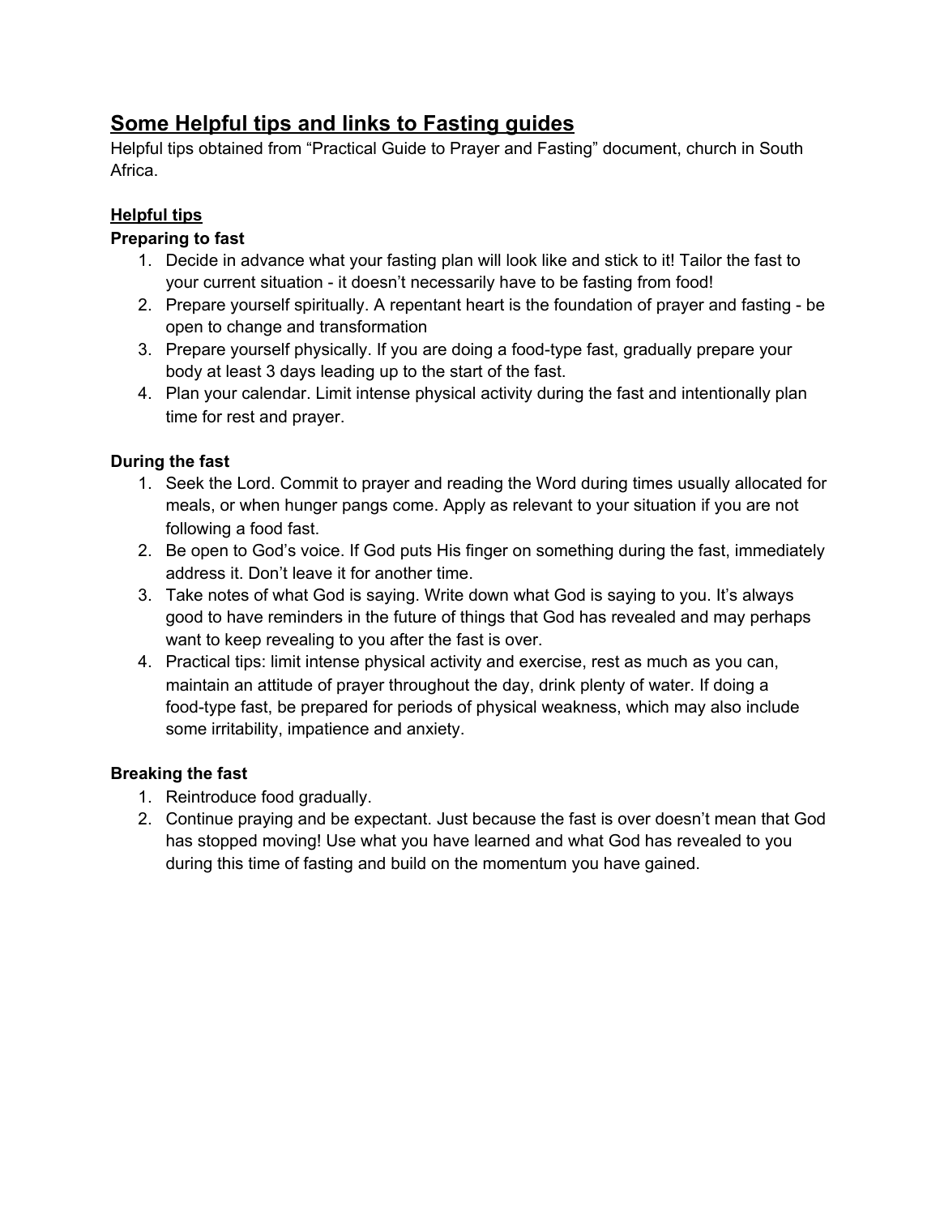# Some Helpful tips and links to Fasting guides

Helpful tips obtained from “Practical Guide to Prayer and Fasting” document, church in South Africa.

## Helpful tips

### Preparing to fast

1. Decide in advance what your fasting plan will look like and stick to it! Tailor the fast to your current situation - it doesn’t necessarily have to be fasting from food!
2. Prepare yourself spiritually. A repentant heart is the foundation of prayer and fasting - be open to change and transformation
3. Prepare yourself physically. If you are doing a food-type fast, gradually prepare your body at least 3 days leading up to the start of the fast.
4. Plan your calendar. Limit intense physical activity during the fast and intentionally plan time for rest and prayer.

### During the fast

1. Seek the Lord. Commit to prayer and reading the Word during times usually allocated for meals, or when hunger pangs come. Apply as relevant to your situation if you are not following a food fast.
2. Be open to God’s voice. If God puts His finger on something during the fast, immediately address it. Don’t leave it for another time.
3. Take notes of what God is saying. Write down what God is saying to you. It’s always good to have reminders in the future of things that God has revealed and may perhaps want to keep revealing to you after the fast is over.
4. Practical tips: limit intense physical activity and exercise, rest as much as you can, maintain an attitude of prayer throughout the day, drink plenty of water. If doing a food-type fast, be prepared for periods of physical weakness, which may also include some irritability, impatience and anxiety.

### Breaking the fast

1. Reintroduce food gradually.
2. Continue praying and be expectant. Just because the fast is over doesn’t mean that God has stopped moving! Use what you have learned and what God has revealed to you during this time of fasting and build on the momentum you have gained.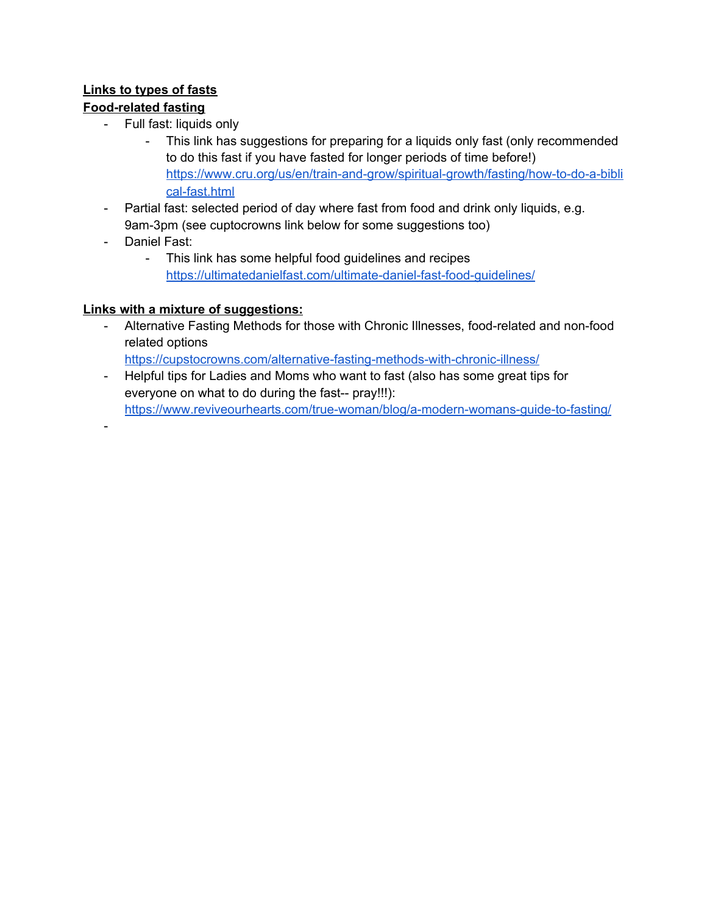**Links to types of fasts**

**Food-related fasting**

- Full fast: liquids only
    - This link has suggestions for preparing for a liquids only fast (only recommended to do this fast if you have fasted for longer periods of time before!) https://www.cru.org/us/en/train-and-grow/spiritual-growth/fasting/how-to-do-a-biblical-fast.html
- Partial fast: selected period of day where fast from food and drink only liquids, e.g. 9am-3pm (see cuptocrowns link below for some suggestions too)
- Daniel Fast:
    - This link has some helpful food guidelines and recipes https://ultimatedanielfast.com/ultimate-daniel-fast-food-guidelines/

**Links with a mixture of suggestions:**

- Alternative Fasting Methods for those with Chronic Illnesses, food-related and non-food related options https://cupstocrowns.com/alternative-fasting-methods-with-chronic-illness/
- Helpful tips for Ladies and Moms who want to fast (also has some great tips for everyone on what to do during the fast-- pray!!!): https://www.reviveourhearts.com/true-woman/blog/a-modern-womans-guide-to-fasting/
-